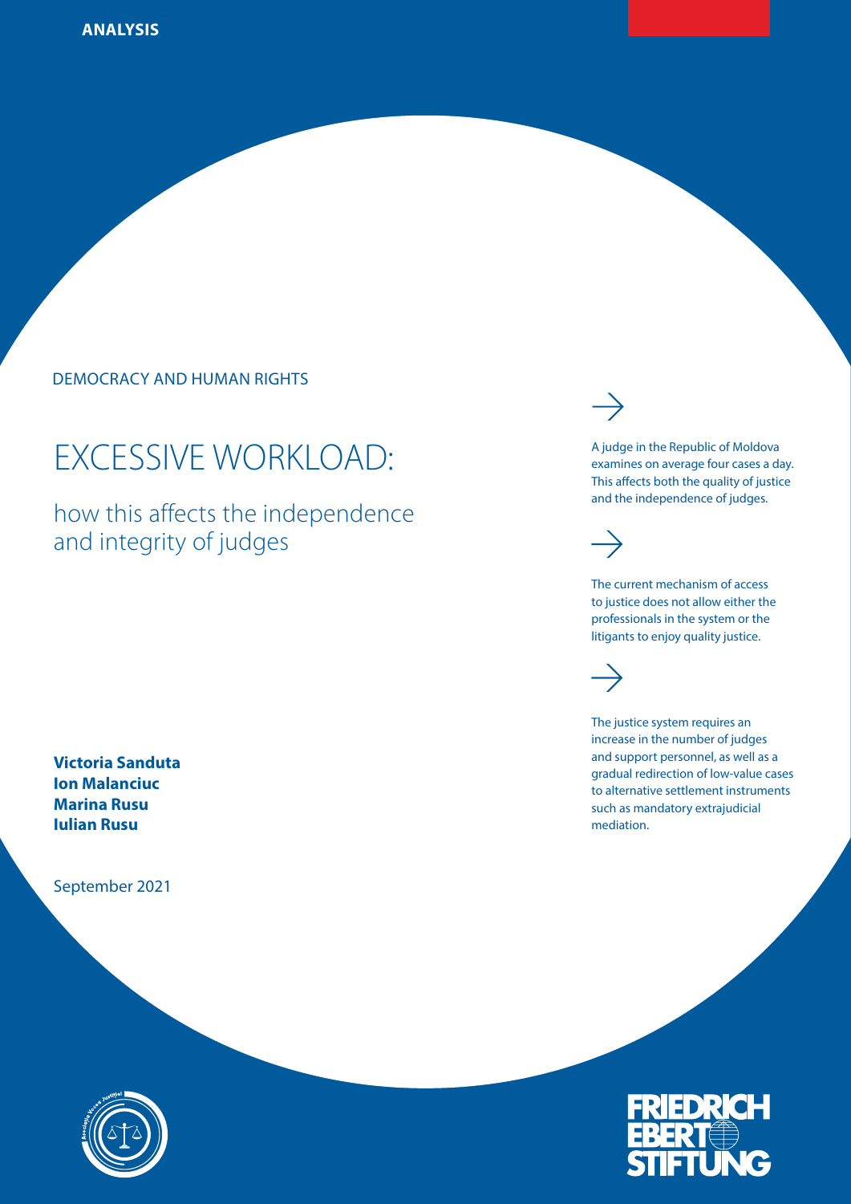**ANALYSIS**

DEMOCRACY AND HUMAN RIGHTS

# EXCESSIVE WORKLOAD:

## how this affects the independence and integrity of judges

**Victoria Sanduta**
**Ion Malanciuc**
**Marina Rusu**
**Iulian Rusu**

September 2021

A judge in the Republic of Moldova examines on average four cases a day. This affects both the quality of justice and the independence of judges.

The current mechanism of access to justice does not allow either the professionals in the system or the litigants to enjoy quality justice.

The justice system requires an increase in the number of judges and support personnel, as well as a gradual redirection of low-value cases to alternative settlement instruments such as mandatory extrajudicial mediation.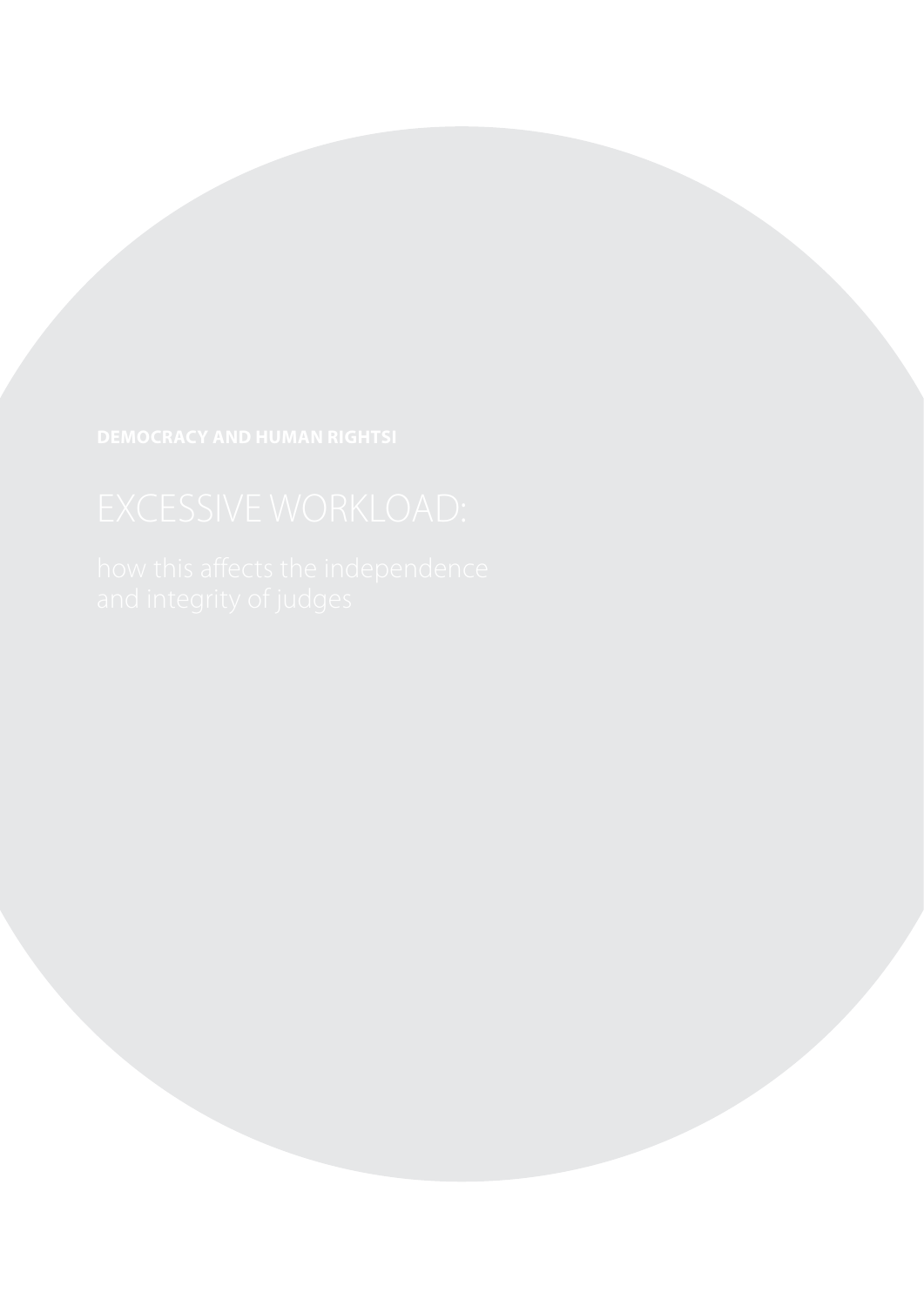**DEMOCRACY AND HUMAN RIGHTSI**

# EXCESSIVE WORKLOAD:

## how this affects the independence and integrity of judges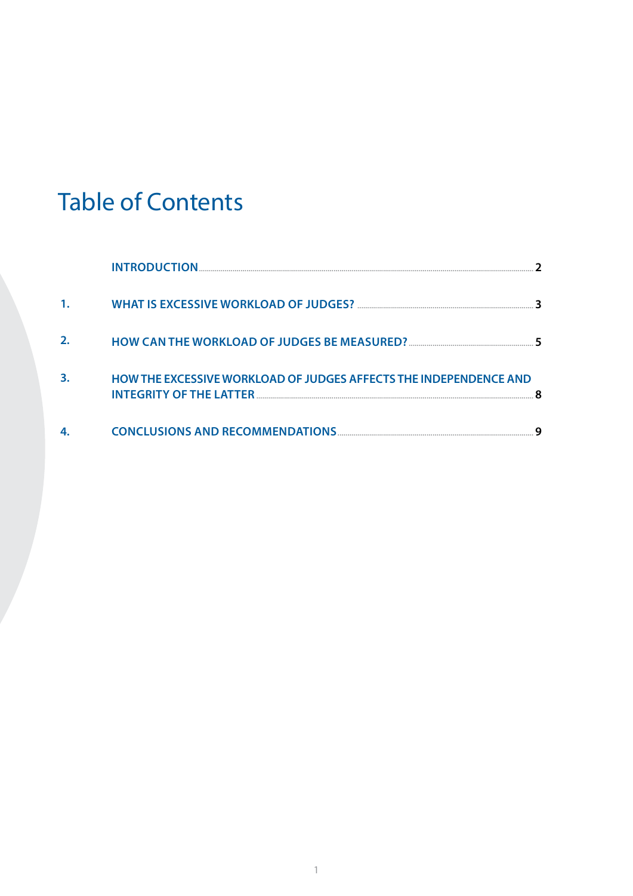# Table of Contents

| | | |
|---|---|---|
| | INTRODUCTION | 2 |
| 1. | WHAT IS EXCESSIVE WORKLOAD OF JUDGES? | 3 |
| 2. | HOW CAN THE WORKLOAD OF JUDGES BE MEASURED? | 5 |
| 3. | HOW THE EXCESSIVE WORKLOAD OF JUDGES AFFECTS THE INDEPENDENCE AND INTEGRITY OF THE LATTER | 8 |
| 4. | CONCLUSIONS AND RECOMMENDATIONS | 9 |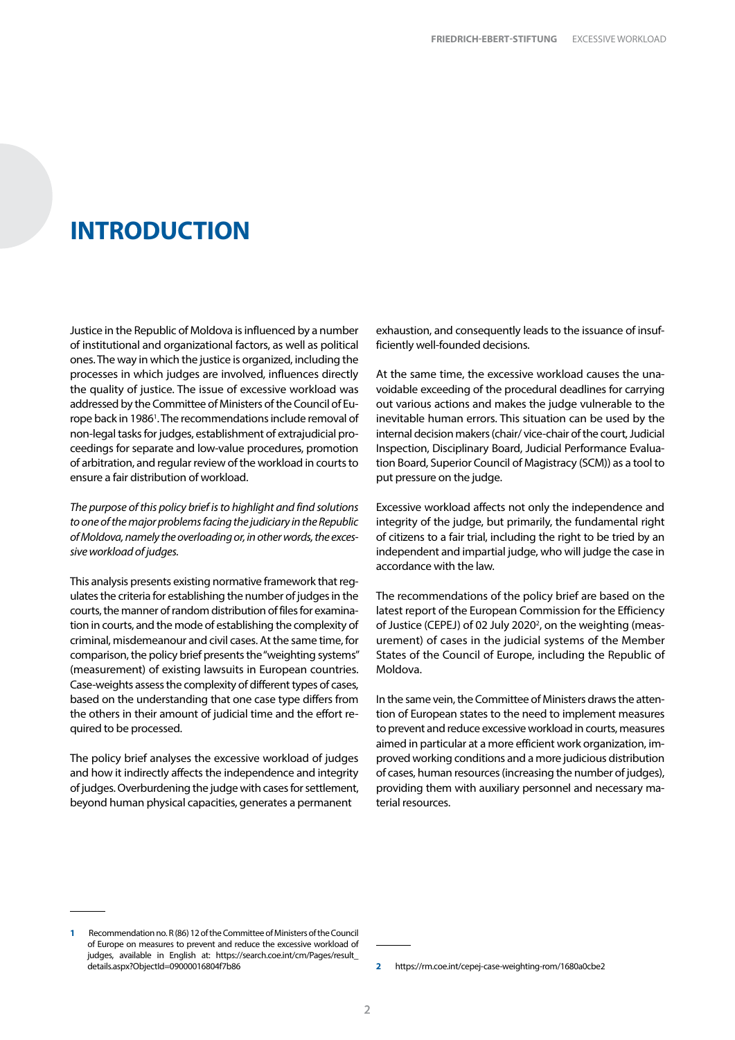# INTRODUCTION

Justice in the Republic of Moldova is influenced by a number of institutional and organizational factors, as well as political ones. The way in which the justice is organized, including the processes in which judges are involved, influences directly the quality of justice. The issue of excessive workload was addressed by the Committee of Ministers of the Council of Europe back in 1986[1]. The recommendations include removal of non-legal tasks for judges, establishment of extrajudicial proceedings for separate and low-value procedures, promotion of arbitration, and regular review of the workload in courts to ensure a fair distribution of workload.

*The purpose of this policy brief is to highlight and find solutions to one of the major problems facing the judiciary in the Republic of Moldova, namely the overloading or, in other words, the excessive workload of judges.*

This analysis presents existing normative framework that regulates the criteria for establishing the number of judges in the courts, the manner of random distribution of files for examination in courts, and the mode of establishing the complexity of criminal, misdemeanour and civil cases. At the same time, for comparison, the policy brief presents the "weighting systems" (measurement) of existing lawsuits in European countries. Case-weights assess the complexity of different types of cases, based on the understanding that one case type differs from the others in their amount of judicial time and the effort required to be processed.

The policy brief analyses the excessive workload of judges and how it indirectly affects the independence and integrity of judges. Overburdening the judge with cases for settlement, beyond human physical capacities, generates a permanent exhaustion, and consequently leads to the issuance of insufficiently well-founded decisions.

At the same time, the excessive workload causes the unavoidable exceeding of the procedural deadlines for carrying out various actions and makes the judge vulnerable to the inevitable human errors. This situation can be used by the internal decision makers (chair/ vice-chair of the court, Judicial Inspection, Disciplinary Board, Judicial Performance Evaluation Board, Superior Council of Magistracy (SCM)) as a tool to put pressure on the judge.

Excessive workload affects not only the independence and integrity of the judge, but primarily, the fundamental right of citizens to a fair trial, including the right to be tried by an independent and impartial judge, who will judge the case in accordance with the law.

The recommendations of the policy brief are based on the latest report of the European Commission for the Efficiency of Justice (CEPEJ) of 02 July 2020[2], on the weighting (measurement) of cases in the judicial systems of the Member States of the Council of Europe, including the Republic of Moldova.

In the same vein, the Committee of Ministers draws the attention of European states to the need to implement measures to prevent and reduce excessive workload in courts, measures aimed in particular at a more efficient work organization, improved working conditions and a more judicious distribution of cases, human resources (increasing the number of judges), providing them with auxiliary personnel and necessary material resources.

---

1 Recommendation no. R (86) 12 of the Committee of Ministers of the Council of Europe on measures to prevent and reduce the excessive workload of judges, available in English at: https://search.coe.int/cm/Pages/result_details.aspx?ObjectId=09000016804f7b86

2 https://rm.coe.int/cepej-case-weighting-rom/1680a0cbe2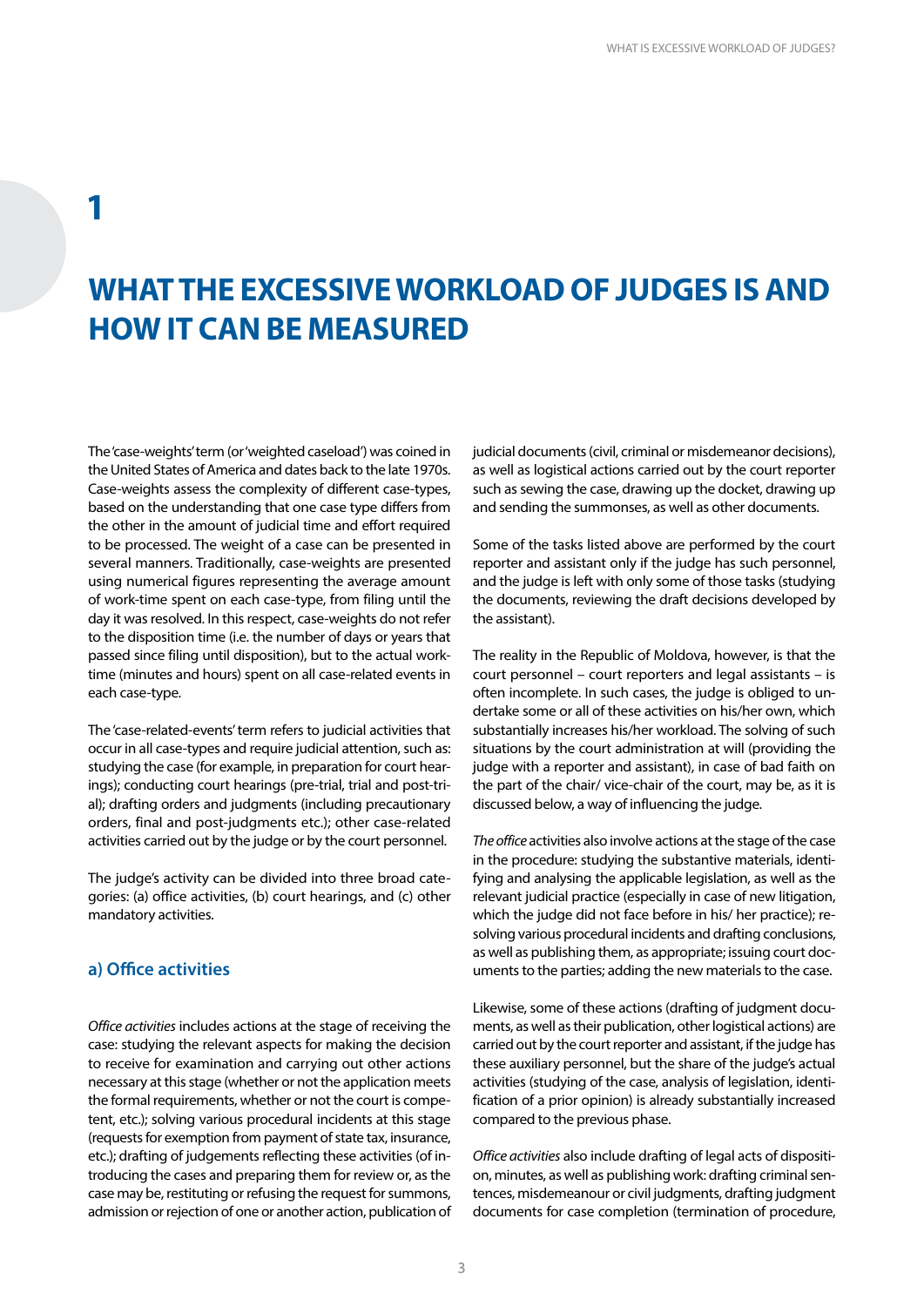# 1

# WHAT THE EXCESSIVE WORKLOAD OF JUDGES IS AND HOW IT CAN BE MEASURED

The 'case-weights' term (or 'weighted caseload') was coined in the United States of America and dates back to the late 1970s. Case-weights assess the complexity of different case-types, based on the understanding that one case type differs from the other in the amount of judicial time and effort required to be processed. The weight of a case can be presented in several manners. Traditionally, case-weights are presented using numerical figures representing the average amount of work-time spent on each case-type, from filing until the day it was resolved. In this respect, case-weights do not refer to the disposition time (i.e. the number of days or years that passed since filing until disposition), but to the actual work-time (minutes and hours) spent on all case-related events in each case-type.

The 'case-related-events' term refers to judicial activities that occur in all case-types and require judicial attention, such as: studying the case (for example, in preparation for court hearings); conducting court hearings (pre-trial, trial and post-trial); drafting orders and judgments (including precautionary orders, final and post-judgments etc.); other case-related activities carried out by the judge or by the court personnel.

The judge's activity can be divided into three broad categories: (a) office activities, (b) court hearings, and (c) other mandatory activities.

### a) Office activities

*Office activities* includes actions at the stage of receiving the case: studying the relevant aspects for making the decision to receive for examination and carrying out other actions necessary at this stage (whether or not the application meets the formal requirements, whether or not the court is competent, etc.); solving various procedural incidents at this stage (requests for exemption from payment of state tax, insurance, etc.); drafting of judgements reflecting these activities (of introducing the cases and preparing them for review or, as the case may be, restituting or refusing the request for summons, admission or rejection of one or another action, publication of judicial documents (civil, criminal or misdemeanor decisions), as well as logistical actions carried out by the court reporter such as sewing the case, drawing up the docket, drawing up and sending the summonses, as well as other documents.

Some of the tasks listed above are performed by the court reporter and assistant only if the judge has such personnel, and the judge is left with only some of those tasks (studying the documents, reviewing the draft decisions developed by the assistant).

The reality in the Republic of Moldova, however, is that the court personnel – court reporters and legal assistants – is often incomplete. In such cases, the judge is obliged to undertake some or all of these activities on his/her own, which substantially increases his/her workload. The solving of such situations by the court administration at will (providing the judge with a reporter and assistant), in case of bad faith on the part of the chair/ vice-chair of the court, may be, as it is discussed below, a way of influencing the judge.

*The office* activities also involve actions at the stage of the case in the procedure: studying the substantive materials, identifying and analysing the applicable legislation, as well as the relevant judicial practice (especially in case of new litigation, which the judge did not face before in his/ her practice); resolving various procedural incidents and drafting conclusions, as well as publishing them, as appropriate; issuing court documents to the parties; adding the new materials to the case.

Likewise, some of these actions (drafting of judgment documents, as well as their publication, other logistical actions) are carried out by the court reporter and assistant, if the judge has these auxiliary personnel, but the share of the judge's actual activities (studying of the case, analysis of legislation, identification of a prior opinion) is already substantially increased compared to the previous phase.

*Office activities* also include drafting of legal acts of disposition, minutes, as well as publishing work: drafting criminal sentences, misdemeanour or civil judgments, drafting judgment documents for case completion (termination of procedure,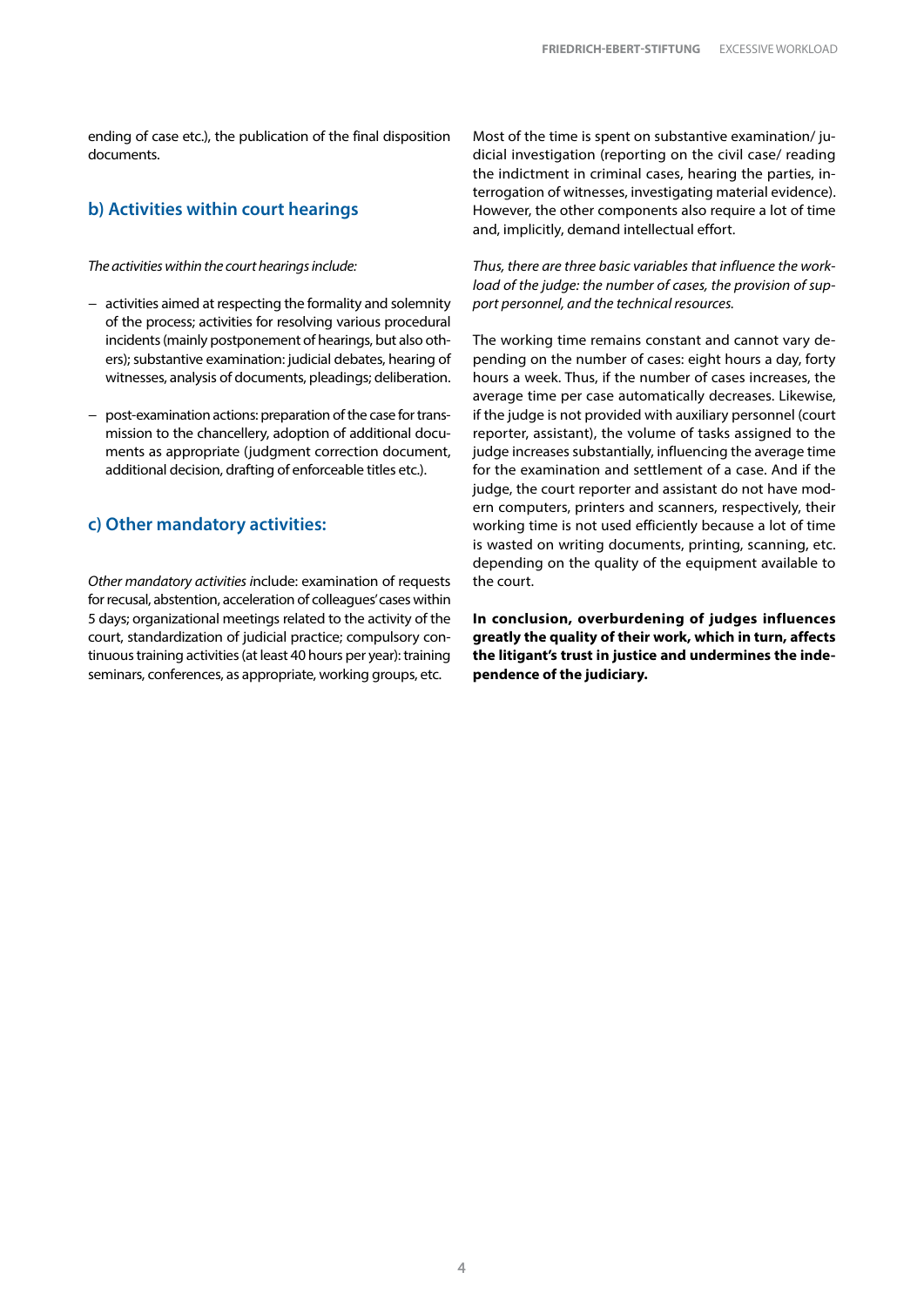ending of case etc.), the publication of the final disposition documents.

## b) Activities within court hearings

*The activities within the court hearings include:*

- activities aimed at respecting the formality and solemnity of the process; activities for resolving various procedural incidents (mainly postponement of hearings, but also others); substantive examination: judicial debates, hearing of witnesses, analysis of documents, pleadings; deliberation.
- post-examination actions: preparation of the case for transmission to the chancellery, adoption of additional documents as appropriate (judgment correction document, additional decision, drafting of enforceable titles etc.).

## c) Other mandatory activities:

*Other mandatory activities* include: examination of requests for recusal, abstention, acceleration of colleagues' cases within 5 days; organizational meetings related to the activity of the court, standardization of judicial practice; compulsory continuous training activities (at least 40 hours per year): training seminars, conferences, as appropriate, working groups, etc.

Most of the time is spent on substantive examination/ judicial investigation (reporting on the civil case/ reading the indictment in criminal cases, hearing the parties, interrogation of witnesses, investigating material evidence). However, the other components also require a lot of time and, implicitly, demand intellectual effort.

*Thus, there are three basic variables that influence the workload of the judge: the number of cases, the provision of support personnel, and the technical resources.*

The working time remains constant and cannot vary depending on the number of cases: eight hours a day, forty hours a week. Thus, if the number of cases increases, the average time per case automatically decreases. Likewise, if the judge is not provided with auxiliary personnel (court reporter, assistant), the volume of tasks assigned to the judge increases substantially, influencing the average time for the examination and settlement of a case. And if the judge, the court reporter and assistant do not have modern computers, printers and scanners, respectively, their working time is not used efficiently because a lot of time is wasted on writing documents, printing, scanning, etc. depending on the quality of the equipment available to the court.

**In conclusion, overburdening of judges influences greatly the quality of their work, which in turn, affects the litigant's trust in justice and undermines the independence of the judiciary.**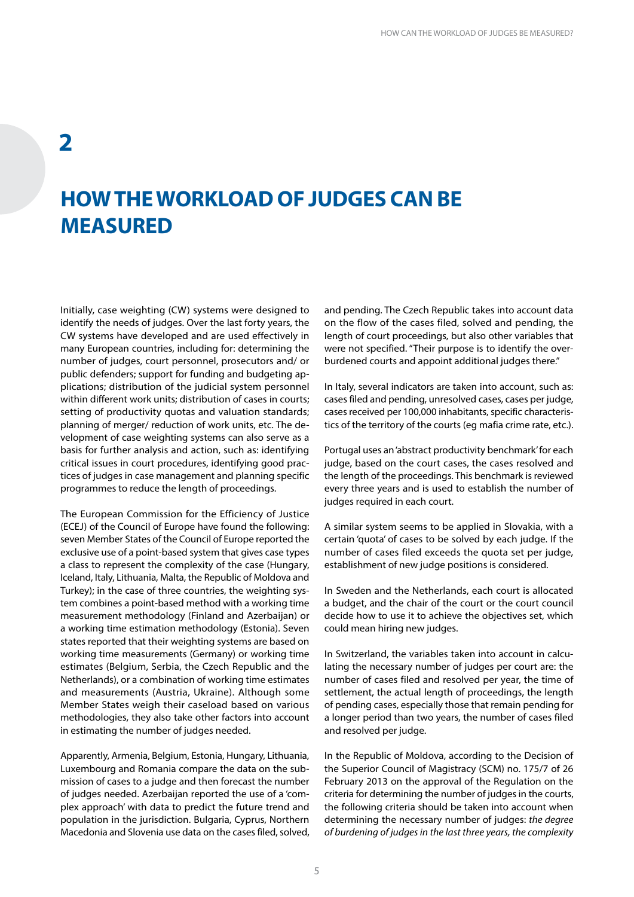# 2

# HOW THE WORKLOAD OF JUDGES CAN BE MEASURED

Initially, case weighting (CW) systems were designed to identify the needs of judges. Over the last forty years, the CW systems have developed and are used effectively in many European countries, including for: determining the number of judges, court personnel, prosecutors and/ or public defenders; support for funding and budgeting applications; distribution of the judicial system personnel within different work units; distribution of cases in courts; setting of productivity quotas and valuation standards; planning of merger/ reduction of work units, etc. The development of case weighting systems can also serve as a basis for further analysis and action, such as: identifying critical issues in court procedures, identifying good practices of judges in case management and planning specific programmes to reduce the length of proceedings.

The European Commission for the Efficiency of Justice (ECEJ) of the Council of Europe have found the following: seven Member States of the Council of Europe reported the exclusive use of a point-based system that gives case types a class to represent the complexity of the case (Hungary, Iceland, Italy, Lithuania, Malta, the Republic of Moldova and Turkey); in the case of three countries, the weighting system combines a point-based method with a working time measurement methodology (Finland and Azerbaijan) or a working time estimation methodology (Estonia). Seven states reported that their weighting systems are based on working time measurements (Germany) or working time estimates (Belgium, Serbia, the Czech Republic and the Netherlands), or a combination of working time estimates and measurements (Austria, Ukraine). Although some Member States weigh their caseload based on various methodologies, they also take other factors into account in estimating the number of judges needed.

Apparently, Armenia, Belgium, Estonia, Hungary, Lithuania, Luxembourg and Romania compare the data on the submission of cases to a judge and then forecast the number of judges needed. Azerbaijan reported the use of a 'complex approach' with data to predict the future trend and population in the jurisdiction. Bulgaria, Cyprus, Northern Macedonia and Slovenia use data on the cases filed, solved, and pending. The Czech Republic takes into account data on the flow of the cases filed, solved and pending, the length of court proceedings, but also other variables that were not specified. "Their purpose is to identify the overburdened courts and appoint additional judges there."

In Italy, several indicators are taken into account, such as: cases filed and pending, unresolved cases, cases per judge, cases received per 100,000 inhabitants, specific characteristics of the territory of the courts (eg mafia crime rate, etc.).

Portugal uses an 'abstract productivity benchmark' for each judge, based on the court cases, the cases resolved and the length of the proceedings. This benchmark is reviewed every three years and is used to establish the number of judges required in each court.

A similar system seems to be applied in Slovakia, with a certain 'quota' of cases to be solved by each judge. If the number of cases filed exceeds the quota set per judge, establishment of new judge positions is considered.

In Sweden and the Netherlands, each court is allocated a budget, and the chair of the court or the court council decide how to use it to achieve the objectives set, which could mean hiring new judges.

In Switzerland, the variables taken into account in calculating the necessary number of judges per court are: the number of cases filed and resolved per year, the time of settlement, the actual length of proceedings, the length of pending cases, especially those that remain pending for a longer period than two years, the number of cases filed and resolved per judge.

In the Republic of Moldova, according to the Decision of the Superior Council of Magistracy (SCM) no. 175/7 of 26 February 2013 on the approval of the Regulation on the criteria for determining the number of judges in the courts, the following criteria should be taken into account when determining the necessary number of judges: *the degree of burdening of judges in the last three years, the complexity*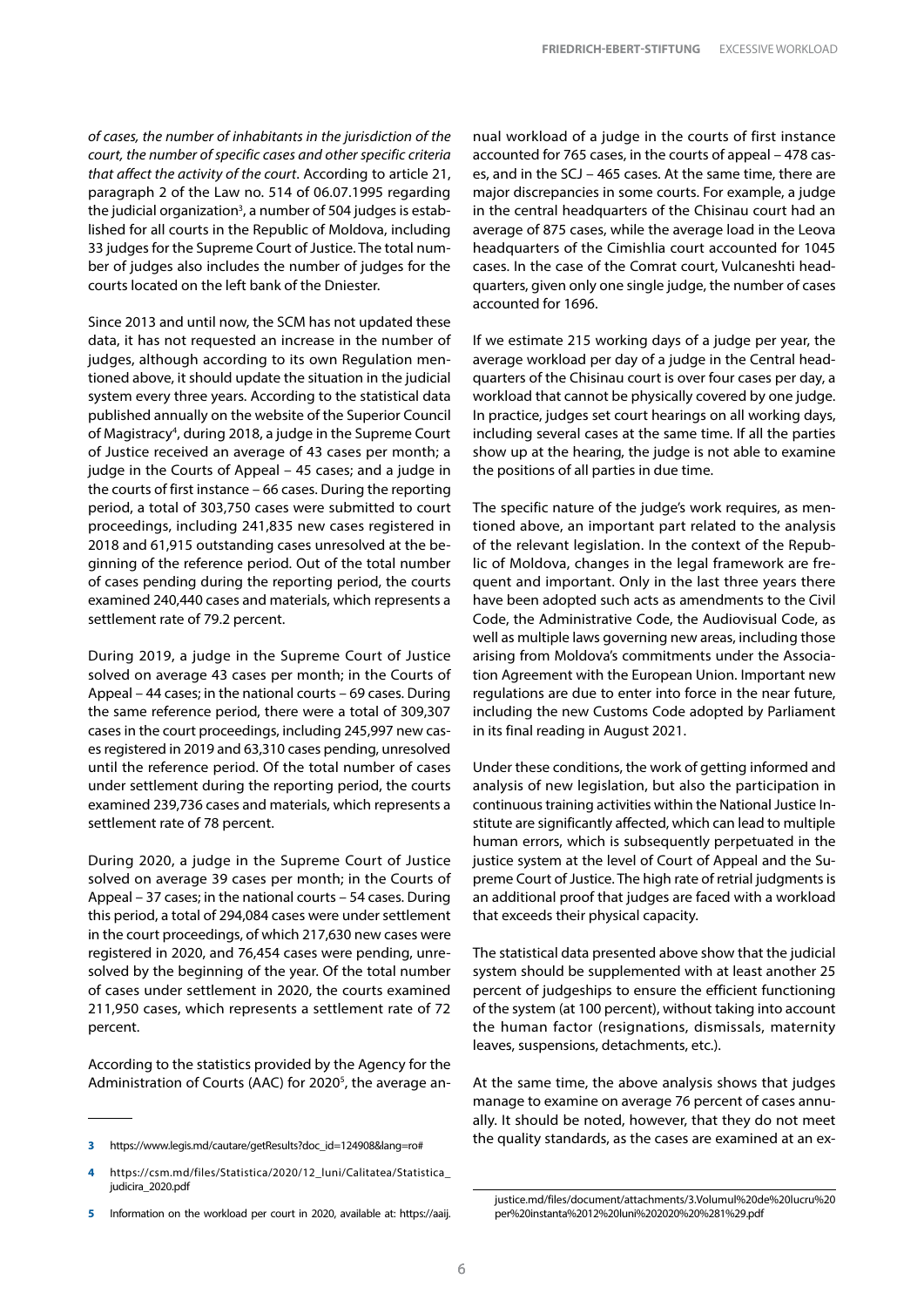*of cases, the number of inhabitants in the jurisdiction of the court, the number of specific cases and other specific criteria that affect the activity of the court*. According to article 21, paragraph 2 of the Law no. 514 of 06.07.1995 regarding the judicial organization[3], a number of 504 judges is established for all courts in the Republic of Moldova, including 33 judges for the Supreme Court of Justice. The total number of judges also includes the number of judges for the courts located on the left bank of the Dniester.

Since 2013 and until now, the SCM has not updated these data, it has not requested an increase in the number of judges, although according to its own Regulation mentioned above, it should update the situation in the judicial system every three years. According to the statistical data published annually on the website of the Superior Council of Magistracy[4], during 2018, a judge in the Supreme Court of Justice received an average of 43 cases per month; a judge in the Courts of Appeal – 45 cases; and a judge in the courts of first instance – 66 cases. During the reporting period, a total of 303,750 cases were submitted to court proceedings, including 241,835 new cases registered in 2018 and 61,915 outstanding cases unresolved at the beginning of the reference period. Out of the total number of cases pending during the reporting period, the courts examined 240,440 cases and materials, which represents a settlement rate of 79.2 percent.

During 2019, a judge in the Supreme Court of Justice solved on average 43 cases per month; in the Courts of Appeal – 44 cases; in the national courts – 69 cases. During the same reference period, there were a total of 309,307 cases in the court proceedings, including 245,997 new cases registered in 2019 and 63,310 cases pending, unresolved until the reference period. Of the total number of cases under settlement during the reporting period, the courts examined 239,736 cases and materials, which represents a settlement rate of 78 percent.

During 2020, a judge in the Supreme Court of Justice solved on average 39 cases per month; in the Courts of Appeal – 37 cases; in the national courts – 54 cases. During this period, a total of 294,084 cases were under settlement in the court proceedings, of which 217,630 new cases were registered in 2020, and 76,454 cases were pending, unresolved by the beginning of the year. Of the total number of cases under settlement in 2020, the courts examined 211,950 cases, which represents a settlement rate of 72 percent.

According to the statistics provided by the Agency for the Administration of Courts (AAC) for 2020[5], the average annual workload of a judge in the courts of first instance accounted for 765 cases, in the courts of appeal – 478 cases, and in the SCJ – 465 cases. At the same time, there are major discrepancies in some courts. For example, a judge in the central headquarters of the Chisinau court had an average of 875 cases, while the average load in the Leova headquarters of the Cimishlia court accounted for 1045 cases. In the case of the Comrat court, Vulcaneshti headquarters, given only one single judge, the number of cases accounted for 1696.

If we estimate 215 working days of a judge per year, the average workload per day of a judge in the Central headquarters of the Chisinau court is over four cases per day, a workload that cannot be physically covered by one judge. In practice, judges set court hearings on all working days, including several cases at the same time. If all the parties show up at the hearing, the judge is not able to examine the positions of all parties in due time.

The specific nature of the judge's work requires, as mentioned above, an important part related to the analysis of the relevant legislation. In the context of the Republic of Moldova, changes in the legal framework are frequent and important. Only in the last three years there have been adopted such acts as amendments to the Civil Code, the Administrative Code, the Audiovisual Code, as well as multiple laws governing new areas, including those arising from Moldova's commitments under the Association Agreement with the European Union. Important new regulations are due to enter into force in the near future, including the new Customs Code adopted by Parliament in its final reading in August 2021.

Under these conditions, the work of getting informed and analysis of new legislation, but also the participation in continuous training activities within the National Justice Institute are significantly affected, which can lead to multiple human errors, which is subsequently perpetuated in the justice system at the level of Court of Appeal and the Supreme Court of Justice. The high rate of retrial judgments is an additional proof that judges are faced with a workload that exceeds their physical capacity.

The statistical data presented above show that the judicial system should be supplemented with at least another 25 percent of judgeships to ensure the efficient functioning of the system (at 100 percent), without taking into account the human factor (resignations, dismissals, maternity leaves, suspensions, detachments, etc.).

At the same time, the above analysis shows that judges manage to examine on average 76 percent of cases annually. It should be noted, however, that they do not meet the quality standards, as the cases are examined at an ex-

---

3 https://www.legis.md/cautare/getResults?doc_id=124908&lang=ro#

4 https://csm.md/files/Statistica/2020/12_luni/Calitatea/Statistica_judicira_2020.pdf

5 Information on the workload per court in 2020, available at: https://aaij.justice.md/files/document/attachments/3.Volumul%20de%20lucru%20per%20instanta%2012%20luni%202020%20%281%29.pdf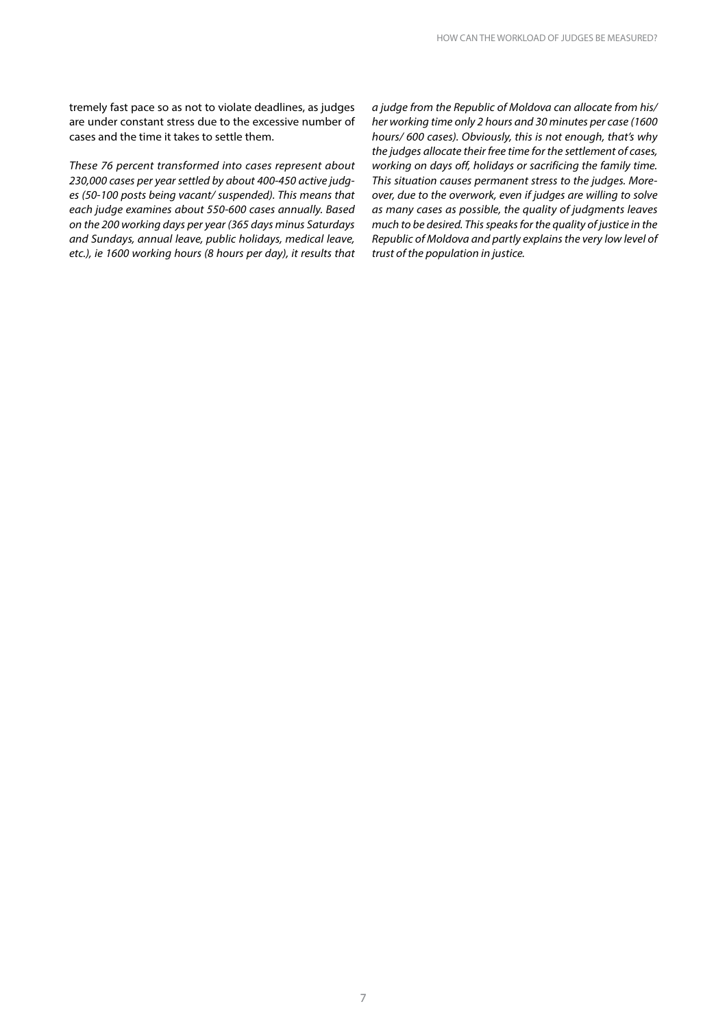tremely fast pace so as not to violate deadlines, as judges are under constant stress due to the excessive number of cases and the time it takes to settle them.

*These 76 percent transformed into cases represent about 230,000 cases per year settled by about 400-450 active judges (50-100 posts being vacant/ suspended). This means that each judge examines about 550-600 cases annually. Based on the 200 working days per year (365 days minus Saturdays and Sundays, annual leave, public holidays, medical leave, etc.), ie 1600 working hours (8 hours per day), it results that a judge from the Republic of Moldova can allocate from his/ her working time only 2 hours and 30 minutes per case (1600 hours/ 600 cases). Obviously, this is not enough, that's why the judges allocate their free time for the settlement of cases, working on days off, holidays or sacrificing the family time. This situation causes permanent stress to the judges. Moreover, due to the overwork, even if judges are willing to solve as many cases as possible, the quality of judgments leaves much to be desired. This speaks for the quality of justice in the Republic of Moldova and partly explains the very low level of trust of the population in justice.*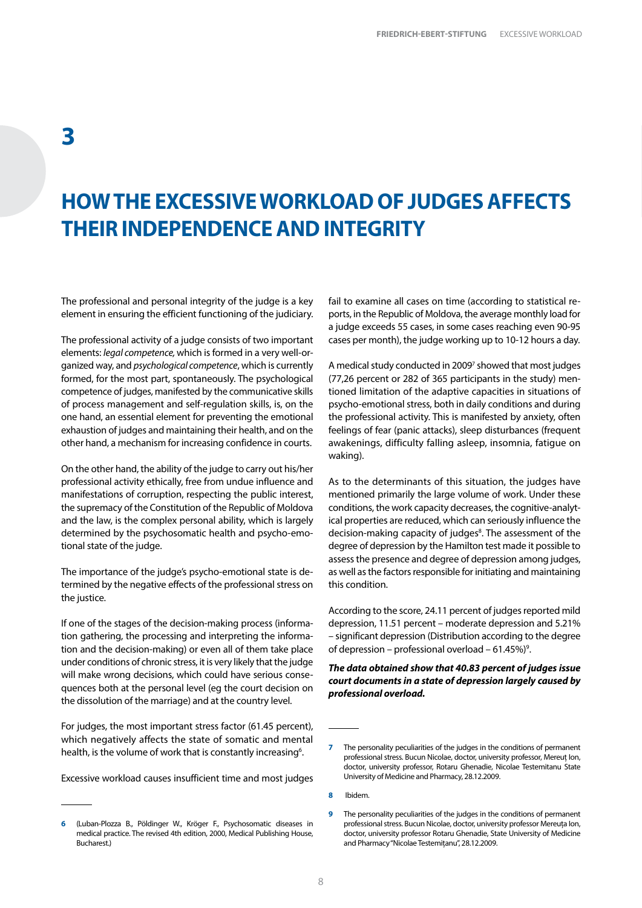# 3

# HOW THE EXCESSIVE WORKLOAD OF JUDGES AFFECTS THEIR INDEPENDENCE AND INTEGRITY

The professional and personal integrity of the judge is a key element in ensuring the efficient functioning of the judiciary.

The professional activity of a judge consists of two important elements: *legal competence,* which is formed in a very well-organized way, and *psychological competence*, which is currently formed, for the most part, spontaneously. The psychological competence of judges, manifested by the communicative skills of process management and self-regulation skills, is, on the one hand, an essential element for preventing the emotional exhaustion of judges and maintaining their health, and on the other hand, a mechanism for increasing confidence in courts.

On the other hand, the ability of the judge to carry out his/her professional activity ethically, free from undue influence and manifestations of corruption, respecting the public interest, the supremacy of the Constitution of the Republic of Moldova and the law, is the complex personal ability, which is largely determined by the psychosomatic health and psycho-emotional state of the judge.

The importance of the judge's psycho-emotional state is determined by the negative effects of the professional stress on the justice.

If one of the stages of the decision-making process (information gathering, the processing and interpreting the information and the decision-making) or even all of them take place under conditions of chronic stress, it is very likely that the judge will make wrong decisions, which could have serious consequences both at the personal level (eg the court decision on the dissolution of the marriage) and at the country level.

For judges, the most important stress factor (61.45 percent), which negatively affects the state of somatic and mental health, is the volume of work that is constantly increasing[6].

Excessive workload causes insufficient time and most judges fail to examine all cases on time (according to statistical reports, in the Republic of Moldova, the average monthly load for a judge exceeds 55 cases, in some cases reaching even 90-95 cases per month), the judge working up to 10-12 hours a day.

A medical study conducted in 2009[7] showed that most judges (77,26 percent or 282 of 365 participants in the study) mentioned limitation of the adaptive capacities in situations of psycho-emotional stress, both in daily conditions and during the professional activity. This is manifested by anxiety, often feelings of fear (panic attacks), sleep disturbances (frequent awakenings, difficulty falling asleep, insomnia, fatigue on waking).

As to the determinants of this situation, the judges have mentioned primarily the large volume of work. Under these conditions, the work capacity decreases, the cognitive-analytical properties are reduced, which can seriously influence the decision-making capacity of judges[8]. The assessment of the degree of depression by the Hamilton test made it possible to assess the presence and degree of depression among judges, as well as the factors responsible for initiating and maintaining this condition.

According to the score, 24.11 percent of judges reported mild depression, 11.51 percent – moderate depression and 5.21% – significant depression (Distribution according to the degree of depression – professional overload – 61.45%)[9].

***The data obtained show that 40.83 percent of judges issue court documents in a state of depression largely caused by professional overload.***

---

6 (Luban-Plozza B., Pöldinger W., Kröger F., Psychosomatic diseases in medical practice. The revised 4th edition, 2000, Medical Publishing House, Bucharest.)

7 The personality peculiarities of the judges in the conditions of permanent professional stress. Bucun Nicolae, doctor, university professor, Mereuţ Ion, doctor, university professor, Rotaru Ghenadie, Nicolae Testemitanu State University of Medicine and Pharmacy, 28.12.2009.

8 Ibidem.

9 The personality peculiarities of the judges in the conditions of permanent professional stress. Bucun Nicolae, doctor, university professor Mereuța Ion, doctor, university professor Rotaru Ghenadie, State University of Medicine and Pharmacy "Nicolae Testemițanu", 28.12.2009.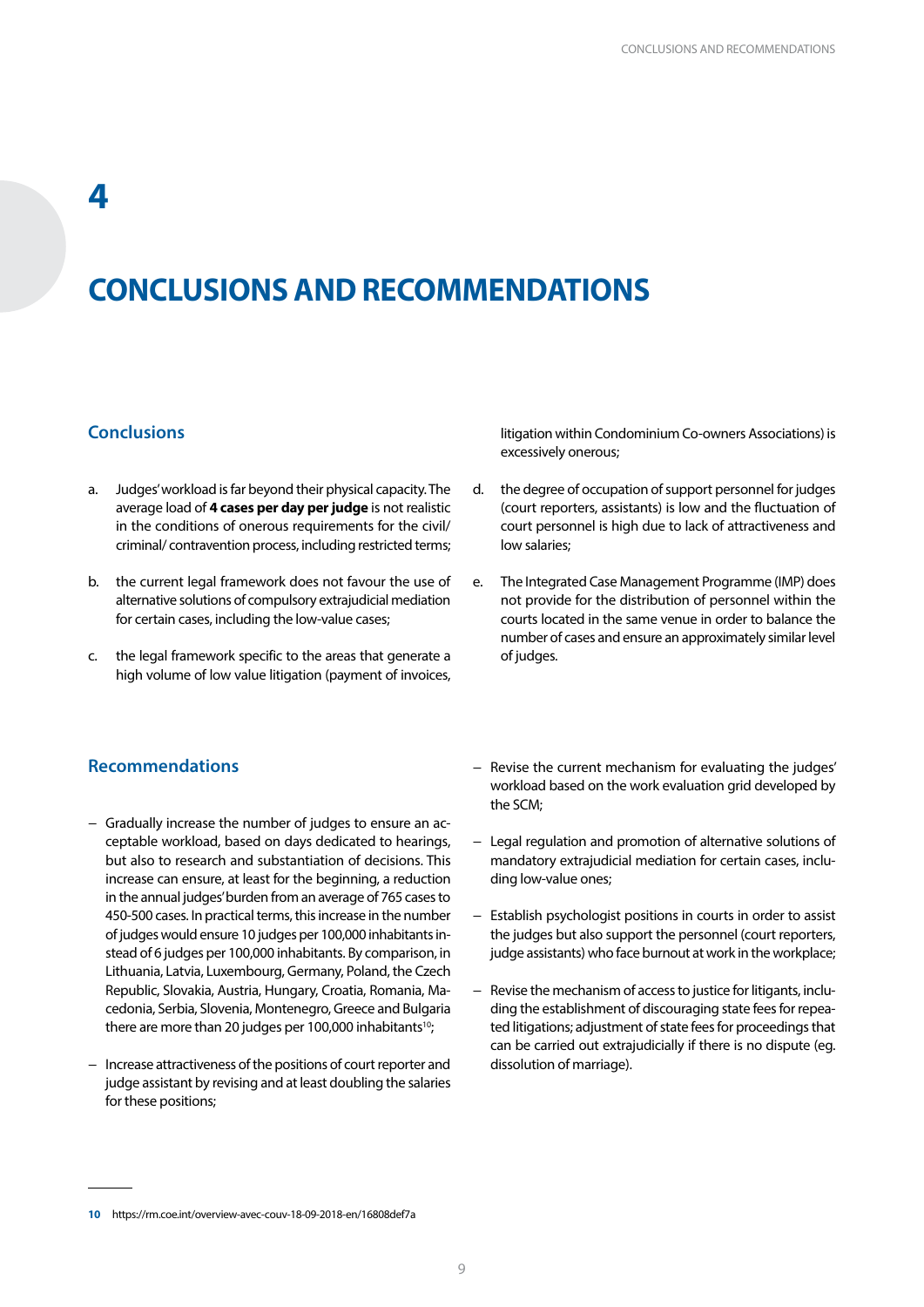# 4

# CONCLUSIONS AND RECOMMENDATIONS

## Conclusions

a. Judges' workload is far beyond their physical capacity. The average load of **4 cases per day per judge** is not realistic in the conditions of onerous requirements for the civil/ criminal/ contravention process, including restricted terms;

b. the current legal framework does not favour the use of alternative solutions of compulsory extrajudicial mediation for certain cases, including the low-value cases;

c. the legal framework specific to the areas that generate a high volume of low value litigation (payment of invoices, litigation within Condominium Co-owners Associations) is excessively onerous;

d. the degree of occupation of support personnel for judges (court reporters, assistants) is low and the fluctuation of court personnel is high due to lack of attractiveness and low salaries;

e. The Integrated Case Management Programme (IMP) does not provide for the distribution of personnel within the courts located in the same venue in order to balance the number of cases and ensure an approximately similar level of judges.

## Recommendations

- Gradually increase the number of judges to ensure an acceptable workload, based on days dedicated to hearings, but also to research and substantiation of decisions. This increase can ensure, at least for the beginning, a reduction in the annual judges' burden from an average of 765 cases to 450-500 cases. In practical terms, this increase in the number of judges would ensure 10 judges per 100,000 inhabitants instead of 6 judges per 100,000 inhabitants. By comparison, in Lithuania, Latvia, Luxembourg, Germany, Poland, the Czech Republic, Slovakia, Austria, Hungary, Croatia, Romania, Macedonia, Serbia, Slovenia, Montenegro, Greece and Bulgaria there are more than 20 judges per 100,000 inhabitants[10];
- Increase attractiveness of the positions of court reporter and judge assistant by revising and at least doubling the salaries for these positions;
- Revise the current mechanism for evaluating the judges' workload based on the work evaluation grid developed by the SCM;
- Legal regulation and promotion of alternative solutions of mandatory extrajudicial mediation for certain cases, including low-value ones;
- Establish psychologist positions in courts in order to assist the judges but also support the personnel (court reporters, judge assistants) who face burnout at work in the workplace;
- Revise the mechanism of access to justice for litigants, including the establishment of discouraging state fees for repeated litigations; adjustment of state fees for proceedings that can be carried out extrajudicially if there is no dispute (eg. dissolution of marriage).

---

**10** https://rm.coe.int/overview-avec-couv-18-09-2018-en/16808def7a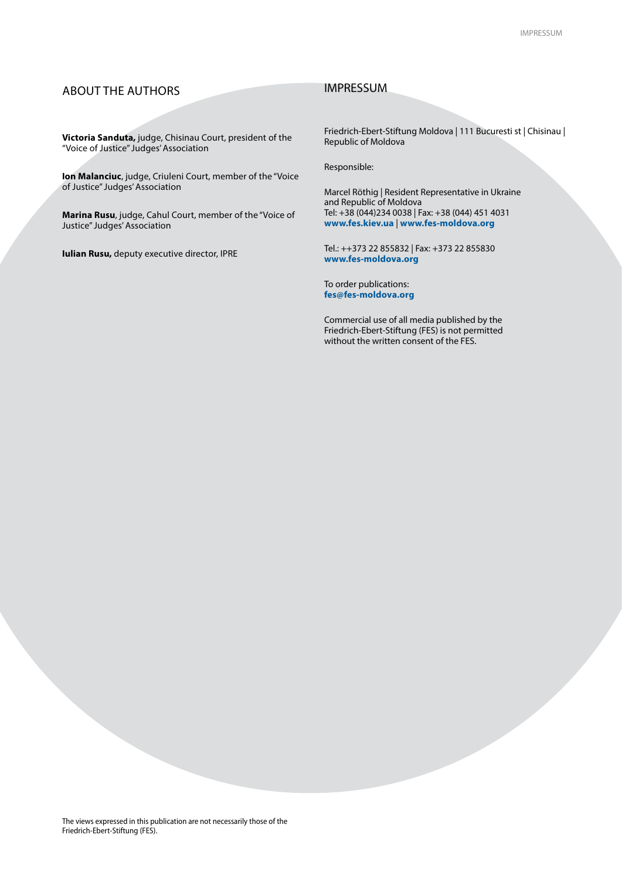## ABOUT THE AUTHORS

**Victoria Sanduta,** judge, Chisinau Court, president of the "Voice of Justice" Judges' Association

**Ion Malanciuc**, judge, Criuleni Court, member of the "Voice of Justice" Judges' Association

**Marina Rusu**, judge, Cahul Court, member of the "Voice of Justice" Judges' Association

**Iulian Rusu,** deputy executive director, IPRE

## IMPRESSUM

Friedrich-Ebert-Stiftung Moldova | 111 Bucuresti st | Chisinau | Republic of Moldova

Responsible:

Marcel Röthig | Resident Representative in Ukraine and Republic of Moldova
Tel: +38 (044)234 0038 | Fax: +38 (044) 451 4031
**www.fes.kiev.ua** | **www.fes-moldova.org**

Tel.: ++373 22 855832 | Fax: +373 22 855830
**www.fes-moldova.org**

To order publications:
**fes@fes-moldova.org**

Commercial use of all media published by the Friedrich-Ebert-Stiftung (FES) is not permitted without the written consent of the FES.

The views expressed in this publication are not necessarily those of the Friedrich-Ebert-Stiftung (FES).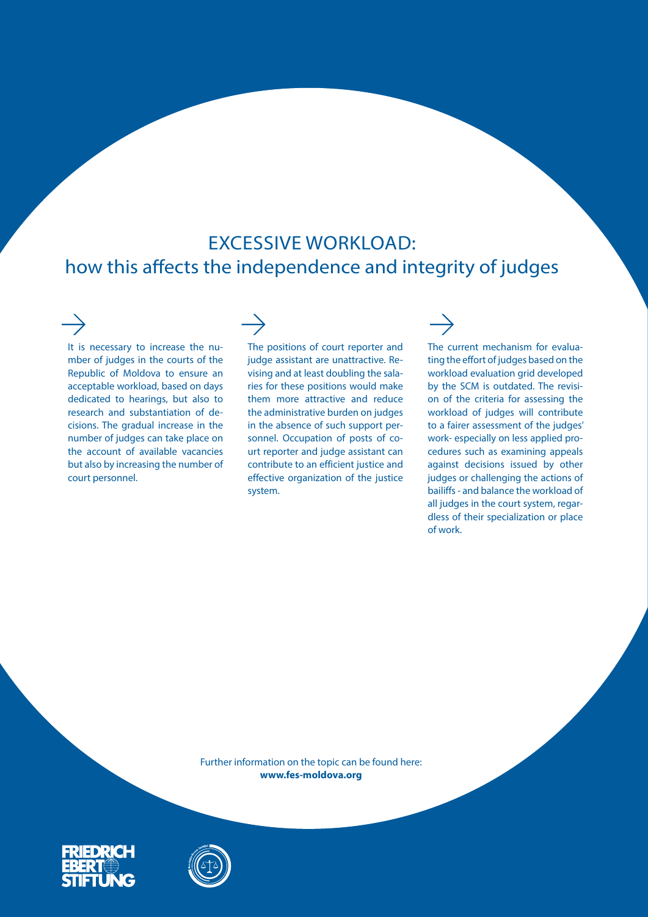# EXCESSIVE WORKLOAD: how this affects the independence and integrity of judges

→

It is necessary to increase the number of judges in the courts of the Republic of Moldova to ensure an acceptable workload, based on days dedicated to hearings, but also to research and substantiation of decisions. The gradual increase in the number of judges can take place on the account of available vacancies but also by increasing the number of court personnel.

→

The positions of court reporter and judge assistant are unattractive. Revising and at least doubling the salaries for these positions would make them more attractive and reduce the administrative burden on judges in the absence of such support personnel. Occupation of posts of court reporter and judge assistant can contribute to an efficient justice and effective organization of the justice system.

→

The current mechanism for evaluating the effort of judges based on the workload evaluation grid developed by the SCM is outdated. The revision of the criteria for assessing the workload of judges will contribute to a fairer assessment of the judges' work- especially on less applied procedures such as examining appeals against decisions issued by other judges or challenging the actions of bailiffs - and balance the workload of all judges in the court system, regardless of their specialization or place of work.

Further information on the topic can be found here:
**www.fes-moldova.org**

FRIEDRICH EBERT STIFTUNG